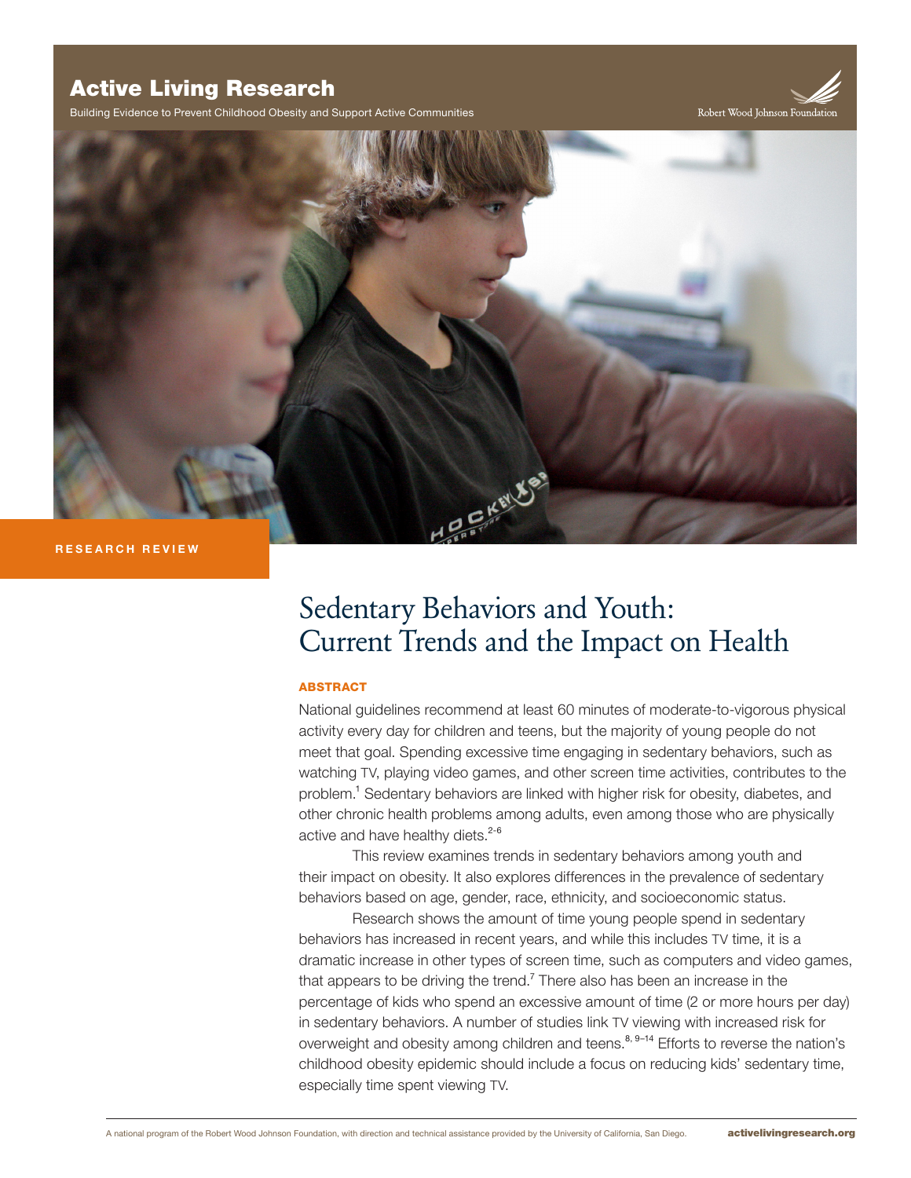# Active Living Research

Building Evidence to Prevent Childhood Obesity and Support Active Communities

Robert Wood Johnson Foundation

RESEARCH REVIEW

# Sedentary Behaviors and Youth: Current Trends and the Impact on Health

## ABSTRACT

National guidelines recommend at least 60 minutes of moderate-to-vigorous physical activity every day for children and teens, but the majority of young people do not meet that goal. Spending excessive time engaging in sedentary behaviors, such as watching TV, playing video games, and other screen time activities, contributes to the problem.[1] Sedentary behaviors are linked with higher risk for obesity, diabetes, and other chronic health problems among adults, even among those who are physically active and have healthy diets.[2-6]

This review examines trends in sedentary behaviors among youth and their impact on obesity. It also explores differences in the prevalence of sedentary behaviors based on age, gender, race, ethnicity, and socioeconomic status.

Research shows the amount of time young people spend in sedentary behaviors has increased in recent years, and while this includes TV time, it is a dramatic increase in other types of screen time, such as computers and video games, that appears to be driving the trend.[7] There also has been an increase in the percentage of kids who spend an excessive amount of time (2 or more hours per day) in sedentary behaviors. A number of studies link TV viewing with increased risk for overweight and obesity among children and teens.[8, 9–14] Efforts to reverse the nation's childhood obesity epidemic should include a focus on reducing kids' sedentary time, especially time spent viewing TV.

A national program of the Robert Wood Johnson Foundation, with direction and technical assistance provided by the University of California, San Diego. activelivingresearch.org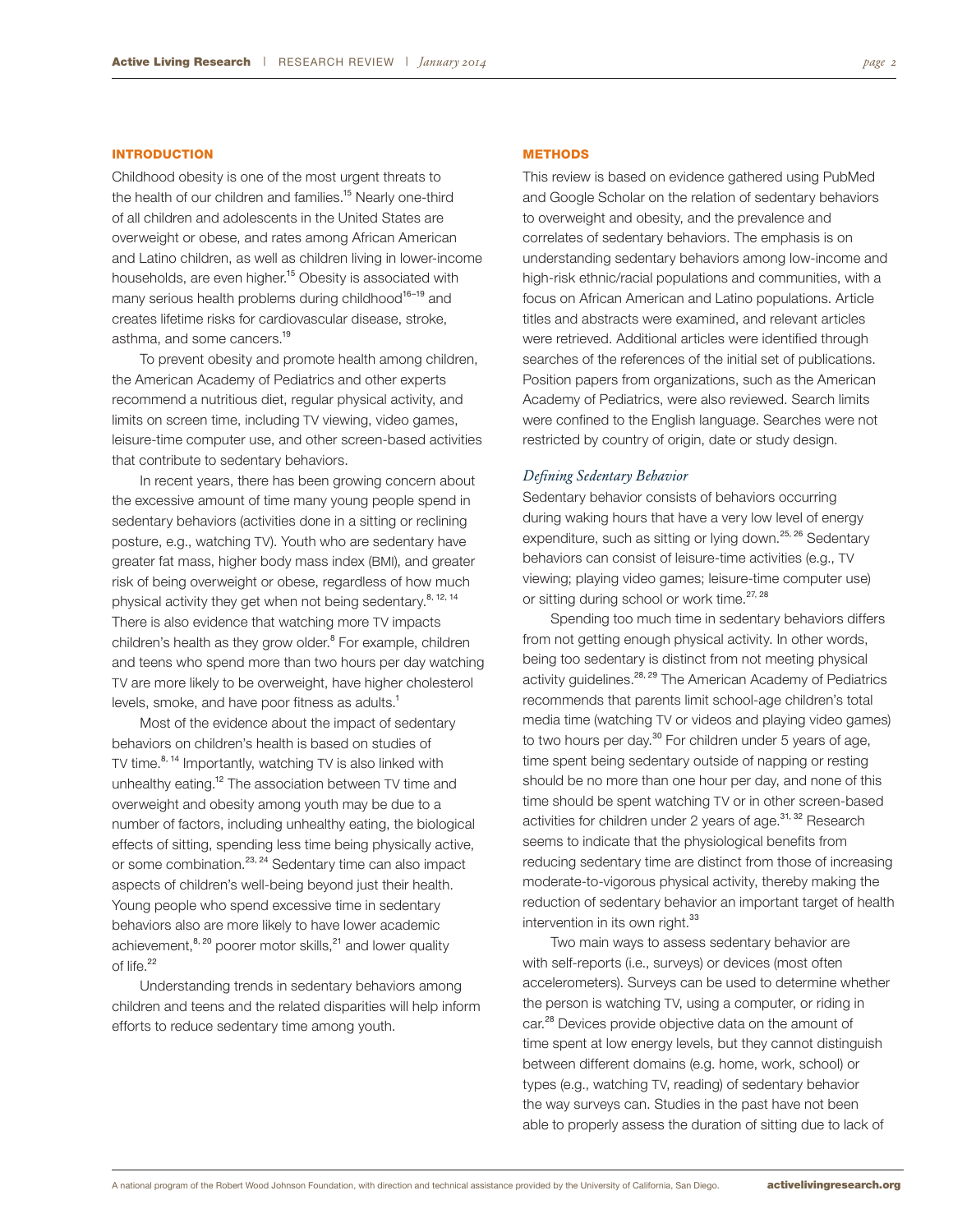## INTRODUCTION

Childhood obesity is one of the most urgent threats to the health of our children and families.[15] Nearly one-third of all children and adolescents in the United States are overweight or obese, and rates among African American and Latino children, as well as children living in lower-income households, are even higher.[15] Obesity is associated with many serious health problems during childhood[16–19] and creates lifetime risks for cardiovascular disease, stroke, asthma, and some cancers.[19]

To prevent obesity and promote health among children, the American Academy of Pediatrics and other experts recommend a nutritious diet, regular physical activity, and limits on screen time, including TV viewing, video games, leisure-time computer use, and other screen-based activities that contribute to sedentary behaviors.

In recent years, there has been growing concern about the excessive amount of time many young people spend in sedentary behaviors (activities done in a sitting or reclining posture, e.g., watching TV). Youth who are sedentary have greater fat mass, higher body mass index (BMI), and greater risk of being overweight or obese, regardless of how much physical activity they get when not being sedentary.[8, 12, 14] There is also evidence that watching more TV impacts children's health as they grow older.[8] For example, children and teens who spend more than two hours per day watching TV are more likely to be overweight, have higher cholesterol levels, smoke, and have poor fitness as adults.[1]

Most of the evidence about the impact of sedentary behaviors on children's health is based on studies of TV time.[8, 14] Importantly, watching TV is also linked with unhealthy eating.[12] The association between TV time and overweight and obesity among youth may be due to a number of factors, including unhealthy eating, the biological effects of sitting, spending less time being physically active, or some combination.[23, 24] Sedentary time can also impact aspects of children's well-being beyond just their health. Young people who spend excessive time in sedentary behaviors also are more likely to have lower academic achievement,[8, 20] poorer motor skills,[21] and lower quality of life.[22]

Understanding trends in sedentary behaviors among children and teens and the related disparities will help inform efforts to reduce sedentary time among youth.

## METHODS

This review is based on evidence gathered using PubMed and Google Scholar on the relation of sedentary behaviors to overweight and obesity, and the prevalence and correlates of sedentary behaviors. The emphasis is on understanding sedentary behaviors among low-income and high-risk ethnic/racial populations and communities, with a focus on African American and Latino populations. Article titles and abstracts were examined, and relevant articles were retrieved. Additional articles were identified through searches of the references of the initial set of publications. Position papers from organizations, such as the American Academy of Pediatrics, were also reviewed. Search limits were confined to the English language. Searches were not restricted by country of origin, date or study design.

### *Defining Sedentary Behavior*

Sedentary behavior consists of behaviors occurring during waking hours that have a very low level of energy expenditure, such as sitting or lying down.[25, 26] Sedentary behaviors can consist of leisure-time activities (e.g., TV viewing; playing video games; leisure-time computer use) or sitting during school or work time.[27, 28]

Spending too much time in sedentary behaviors differs from not getting enough physical activity. In other words, being too sedentary is distinct from not meeting physical activity guidelines.[28, 29] The American Academy of Pediatrics recommends that parents limit school-age children's total media time (watching TV or videos and playing video games) to two hours per day.[30] For children under 5 years of age, time spent being sedentary outside of napping or resting should be no more than one hour per day, and none of this time should be spent watching TV or in other screen-based activities for children under 2 years of age.[31, 32] Research seems to indicate that the physiological benefits from reducing sedentary time are distinct from those of increasing moderate-to-vigorous physical activity, thereby making the reduction of sedentary behavior an important target of health intervention in its own right.[33]

Two main ways to assess sedentary behavior are with self-reports (i.e., surveys) or devices (most often accelerometers). Surveys can be used to determine whether the person is watching TV, using a computer, or riding in car.[28] Devices provide objective data on the amount of time spent at low energy levels, but they cannot distinguish between different domains (e.g. home, work, school) or types (e.g., watching TV, reading) of sedentary behavior the way surveys can. Studies in the past have not been able to properly assess the duration of sitting due to lack of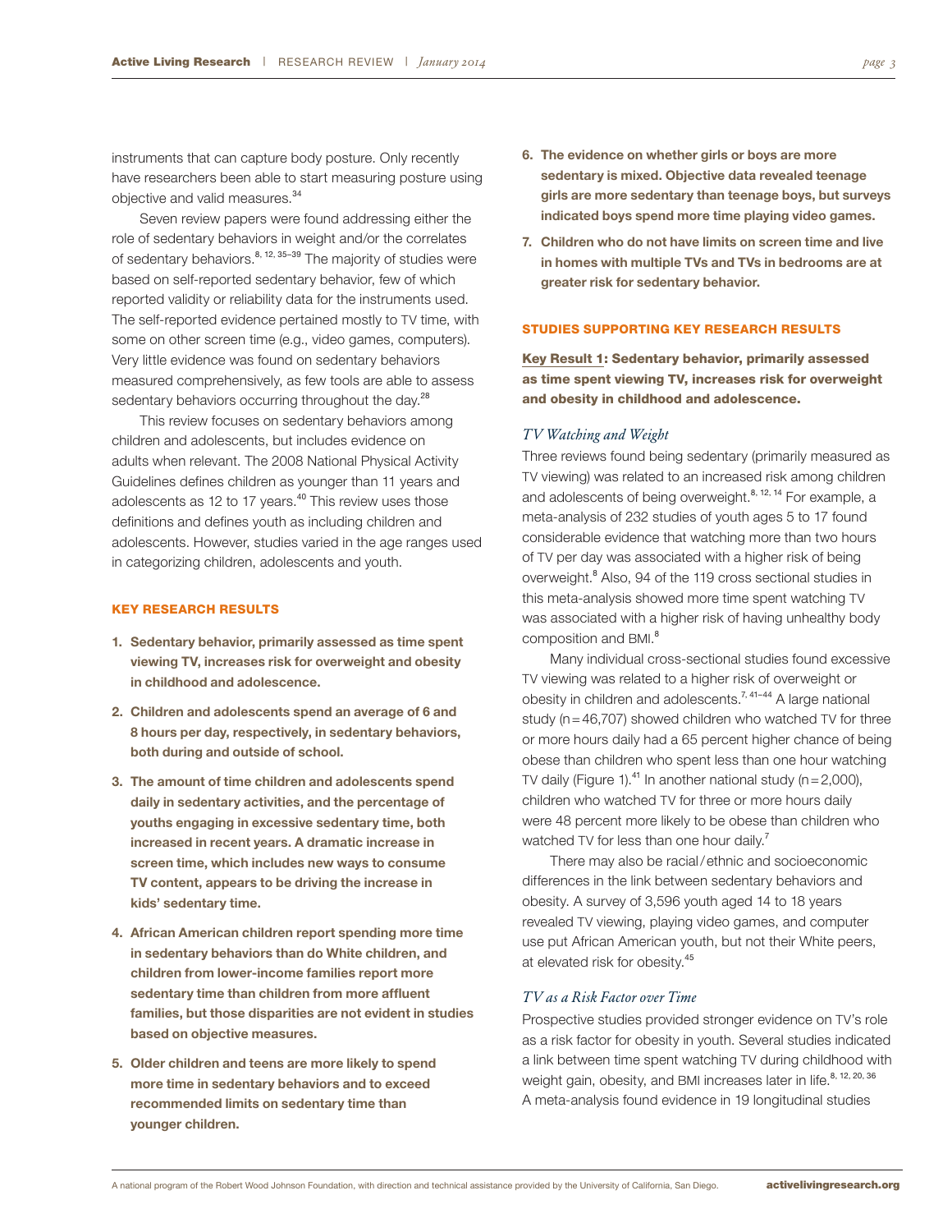instruments that can capture body posture. Only recently have researchers been able to start measuring posture using objective and valid measures.[34]

Seven review papers were found addressing either the role of sedentary behaviors in weight and/or the correlates of sedentary behaviors.[8, 12, 35–39] The majority of studies were based on self-reported sedentary behavior, few of which reported validity or reliability data for the instruments used. The self-reported evidence pertained mostly to TV time, with some on other screen time (e.g., video games, computers). Very little evidence was found on sedentary behaviors measured comprehensively, as few tools are able to assess sedentary behaviors occurring throughout the day.[28]

This review focuses on sedentary behaviors among children and adolescents, but includes evidence on adults when relevant. The 2008 National Physical Activity Guidelines defines children as younger than 11 years and adolescents as 12 to 17 years.[40] This review uses those definitions and defines youth as including children and adolescents. However, studies varied in the age ranges used in categorizing children, adolescents and youth.

## KEY RESEARCH RESULTS

1. **Sedentary behavior, primarily assessed as time spent viewing TV, increases risk for overweight and obesity in childhood and adolescence.**
2. **Children and adolescents spend an average of 6 and 8 hours per day, respectively, in sedentary behaviors, both during and outside of school.**
3. **The amount of time children and adolescents spend daily in sedentary activities, and the percentage of youths engaging in excessive sedentary time, both increased in recent years. A dramatic increase in screen time, which includes new ways to consume TV content, appears to be driving the increase in kids' sedentary time.**
4. **African American children report spending more time in sedentary behaviors than do White children, and children from lower-income families report more sedentary time than children from more affluent families, but those disparities are not evident in studies based on objective measures.**
5. **Older children and teens are more likely to spend more time in sedentary behaviors and to exceed recommended limits on sedentary time than younger children.**
6. **The evidence on whether girls or boys are more sedentary is mixed. Objective data revealed teenage girls are more sedentary than teenage boys, but surveys indicated boys spend more time playing video games.**
7. **Children who do not have limits on screen time and live in homes with multiple TVs and TVs in bedrooms are at greater risk for sedentary behavior.**

## STUDIES SUPPORTING KEY RESEARCH RESULTS

**Key Result 1: Sedentary behavior, primarily assessed as time spent viewing TV, increases risk for overweight and obesity in childhood and adolescence.**

### *TV Watching and Weight*

Three reviews found being sedentary (primarily measured as TV viewing) was related to an increased risk among children and adolescents of being overweight.[8, 12, 14] For example, a meta-analysis of 232 studies of youth ages 5 to 17 found considerable evidence that watching more than two hours of TV per day was associated with a higher risk of being overweight.[8] Also, 94 of the 119 cross sectional studies in this meta-analysis showed more time spent watching TV was associated with a higher risk of having unhealthy body composition and BMI.[8]

Many individual cross-sectional studies found excessive TV viewing was related to a higher risk of overweight or obesity in children and adolescents.[7, 41–44] A large national study (n = 46,707) showed children who watched TV for three or more hours daily had a 65 percent higher chance of being obese than children who spent less than one hour watching TV daily (Figure 1).[41] In another national study (n = 2,000), children who watched TV for three or more hours daily were 48 percent more likely to be obese than children who watched TV for less than one hour daily.[7]

There may also be racial / ethnic and socioeconomic differences in the link between sedentary behaviors and obesity. A survey of 3,596 youth aged 14 to 18 years revealed TV viewing, playing video games, and computer use put African American youth, but not their White peers, at elevated risk for obesity.[45]

### *TV as a Risk Factor over Time*

Prospective studies provided stronger evidence on TV's role as a risk factor for obesity in youth. Several studies indicated a link between time spent watching TV during childhood with weight gain, obesity, and BMI increases later in life.[8, 12, 20, 36] A meta-analysis found evidence in 19 longitudinal studies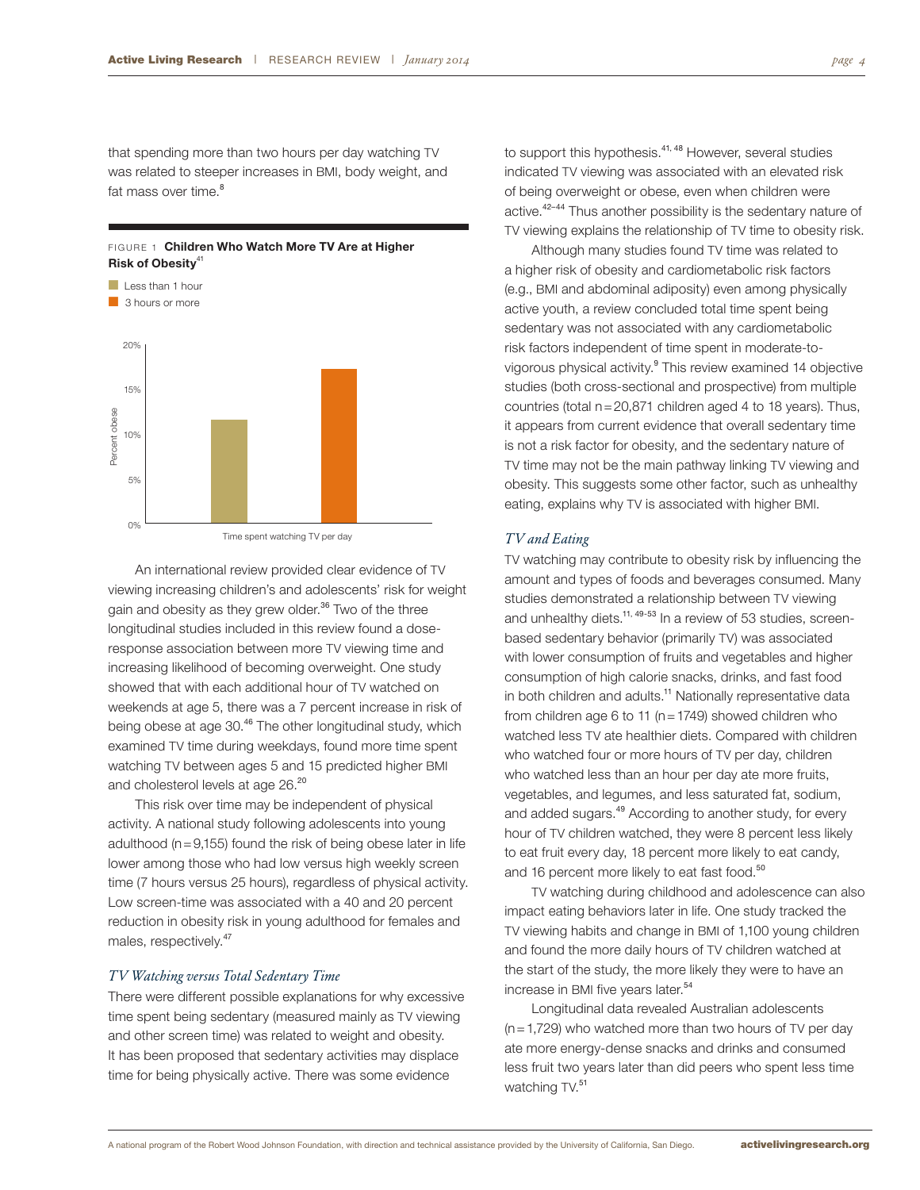that spending more than two hours per day watching TV was related to steeper increases in BMI, body weight, and fat mass over time.[8]

FIGURE 1 **Children Who Watch More TV Are at Higher Risk of Obesity**[41]

An international review provided clear evidence of TV viewing increasing children's and adolescents' risk for weight gain and obesity as they grew older.[36] Two of the three longitudinal studies included in this review found a dose-response association between more TV viewing time and increasing likelihood of becoming overweight. One study showed that with each additional hour of TV watched on weekends at age 5, there was a 7 percent increase in risk of being obese at age 30.[46] The other longitudinal study, which examined TV time during weekdays, found more time spent watching TV between ages 5 and 15 predicted higher BMI and cholesterol levels at age 26.[20]

This risk over time may be independent of physical activity. A national study following adolescents into young adulthood (n = 9,155) found the risk of being obese later in life lower among those who had low versus high weekly screen time (7 hours versus 25 hours), regardless of physical activity. Low screen-time was associated with a 40 and 20 percent reduction in obesity risk in young adulthood for females and males, respectively.[47]

### *TV Watching versus Total Sedentary Time*

There were different possible explanations for why excessive time spent being sedentary (measured mainly as TV viewing and other screen time) was related to weight and obesity. It has been proposed that sedentary activities may displace time for being physically active. There was some evidence to support this hypothesis.[41, 48] However, several studies indicated TV viewing was associated with an elevated risk of being overweight or obese, even when children were active.[42–44] Thus another possibility is the sedentary nature of TV viewing explains the relationship of TV time to obesity risk.

Although many studies found TV time was related to a higher risk of obesity and cardiometabolic risk factors (e.g., BMI and abdominal adiposity) even among physically active youth, a review concluded total time spent being sedentary was not associated with any cardiometabolic risk factors independent of time spent in moderate-to-vigorous physical activity.[9] This review examined 14 objective studies (both cross-sectional and prospective) from multiple countries (total n = 20,871 children aged 4 to 18 years). Thus, it appears from current evidence that overall sedentary time is not a risk factor for obesity, and the sedentary nature of TV time may not be the main pathway linking TV viewing and obesity. This suggests some other factor, such as unhealthy eating, explains why TV is associated with higher BMI.

### *TV and Eating*

TV watching may contribute to obesity risk by influencing the amount and types of foods and beverages consumed. Many studies demonstrated a relationship between TV viewing and unhealthy diets.[11, 49-53] In a review of 53 studies, screen-based sedentary behavior (primarily TV) was associated with lower consumption of fruits and vegetables and higher consumption of high calorie snacks, drinks, and fast food in both children and adults.[11] Nationally representative data from children age 6 to 11 (n = 1749) showed children who watched less TV ate healthier diets. Compared with children who watched four or more hours of TV per day, children who watched less than an hour per day ate more fruits, vegetables, and legumes, and less saturated fat, sodium, and added sugars.[49] According to another study, for every hour of TV children watched, they were 8 percent less likely to eat fruit every day, 18 percent more likely to eat candy, and 16 percent more likely to eat fast food.[50]

TV watching during childhood and adolescence can also impact eating behaviors later in life. One study tracked the TV viewing habits and change in BMI of 1,100 young children and found the more daily hours of TV children watched at the start of the study, the more likely they were to have an increase in BMI five years later.[54]

Longitudinal data revealed Australian adolescents (n = 1,729) who watched more than two hours of TV per day ate more energy-dense snacks and drinks and consumed less fruit two years later than did peers who spent less time watching TV.[51]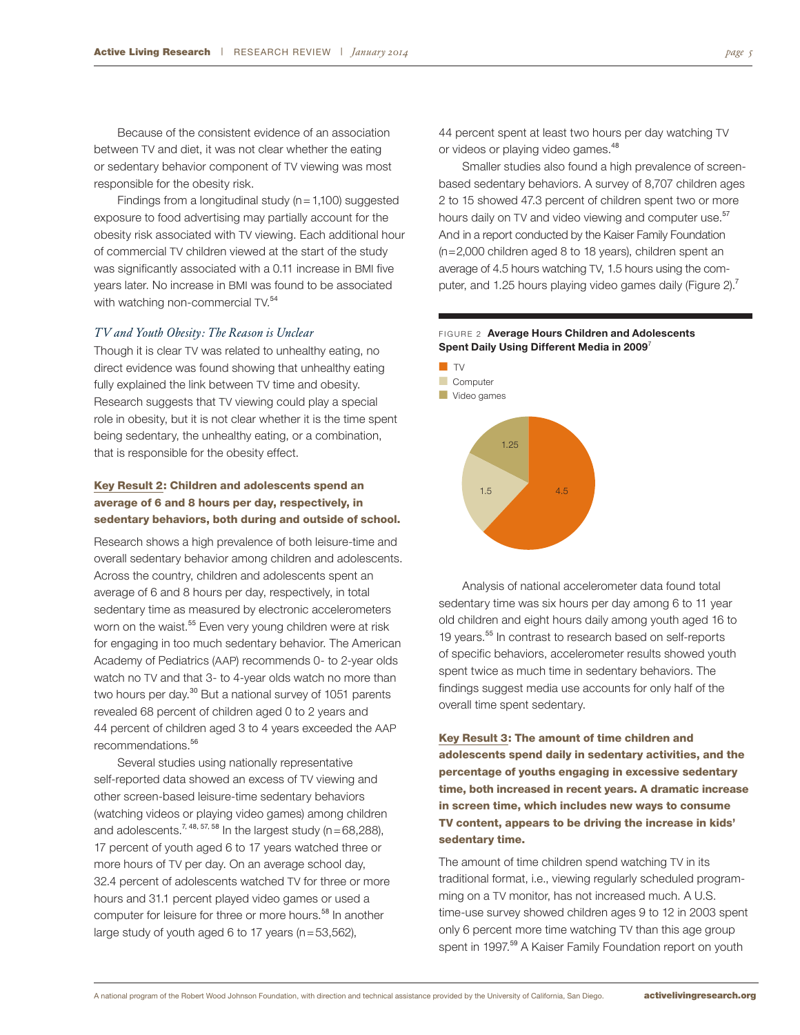Because of the consistent evidence of an association between TV and diet, it was not clear whether the eating or sedentary behavior component of TV viewing was most responsible for the obesity risk.

Findings from a longitudinal study (n = 1,100) suggested exposure to food advertising may partially account for the obesity risk associated with TV viewing. Each additional hour of commercial TV children viewed at the start of the study was significantly associated with a 0.11 increase in BMI five years later. No increase in BMI was found to be associated with watching non-commercial TV.[54]

### *TV and Youth Obesity: The Reason is Unclear*

Though it is clear TV was related to unhealthy eating, no direct evidence was found showing that unhealthy eating fully explained the link between TV time and obesity. Research suggests that TV viewing could play a special role in obesity, but it is not clear whether it is the time spent being sedentary, the unhealthy eating, or a combination, that is responsible for the obesity effect.

### **Key Result 2: Children and adolescents spend an average of 6 and 8 hours per day, respectively, in sedentary behaviors, both during and outside of school.**

Research shows a high prevalence of both leisure-time and overall sedentary behavior among children and adolescents. Across the country, children and adolescents spent an average of 6 and 8 hours per day, respectively, in total sedentary time as measured by electronic accelerometers worn on the waist.[55] Even very young children were at risk for engaging in too much sedentary behavior. The American Academy of Pediatrics (AAP) recommends 0- to 2-year olds watch no TV and that 3- to 4-year olds watch no more than two hours per day.[30] But a national survey of 1051 parents revealed 68 percent of children aged 0 to 2 years and 44 percent of children aged 3 to 4 years exceeded the AAP recommendations.[56]

Several studies using nationally representative self-reported data showed an excess of TV viewing and other screen-based leisure-time sedentary behaviors (watching videos or playing video games) among children and adolescents.[7, 48, 57, 58] In the largest study (n = 68,288), 17 percent of youth aged 6 to 17 years watched three or more hours of TV per day. On an average school day, 32.4 percent of adolescents watched TV for three or more hours and 31.1 percent played video games or used a computer for leisure for three or more hours.[58] In another large study of youth aged 6 to 17 years (n = 53,562), 44 percent spent at least two hours per day watching TV or videos or playing video games.[48]

Smaller studies also found a high prevalence of screen-based sedentary behaviors. A survey of 8,707 children ages 2 to 15 showed 47.3 percent of children spent two or more hours daily on TV and video viewing and computer use.[57] And in a report conducted by the Kaiser Family Foundation (n = 2,000 children aged 8 to 18 years), children spent an average of 4.5 hours watching TV, 1.5 hours using the computer, and 1.25 hours playing video games daily (Figure 2).[7]

FIGURE 2 **Average Hours Children and Adolescents Spent Daily Using Different Media in 2009**[7]

| Media | Hours |
|---|---|
| TV | 4.5 |
| Computer | 1.5 |
| Video games | 1.25 |

Analysis of national accelerometer data found total sedentary time was six hours per day among 6 to 11 year old children and eight hours daily among youth aged 16 to 19 years.[55] In contrast to research based on self-reports of specific behaviors, accelerometer results showed youth spent twice as much time in sedentary behaviors. The findings suggest media use accounts for only half of the overall time spent sedentary.

### **Key Result 3: The amount of time children and adolescents spend daily in sedentary activities, and the percentage of youths engaging in excessive sedentary time, both increased in recent years. A dramatic increase in screen time, which includes new ways to consume TV content, appears to be driving the increase in kids' sedentary time.**

The amount of time children spend watching TV in its traditional format, i.e., viewing regularly scheduled programming on a TV monitor, has not increased much. A U.S. time-use survey showed children ages 9 to 12 in 2003 spent only 6 percent more time watching TV than this age group spent in 1997.[59] A Kaiser Family Foundation report on youth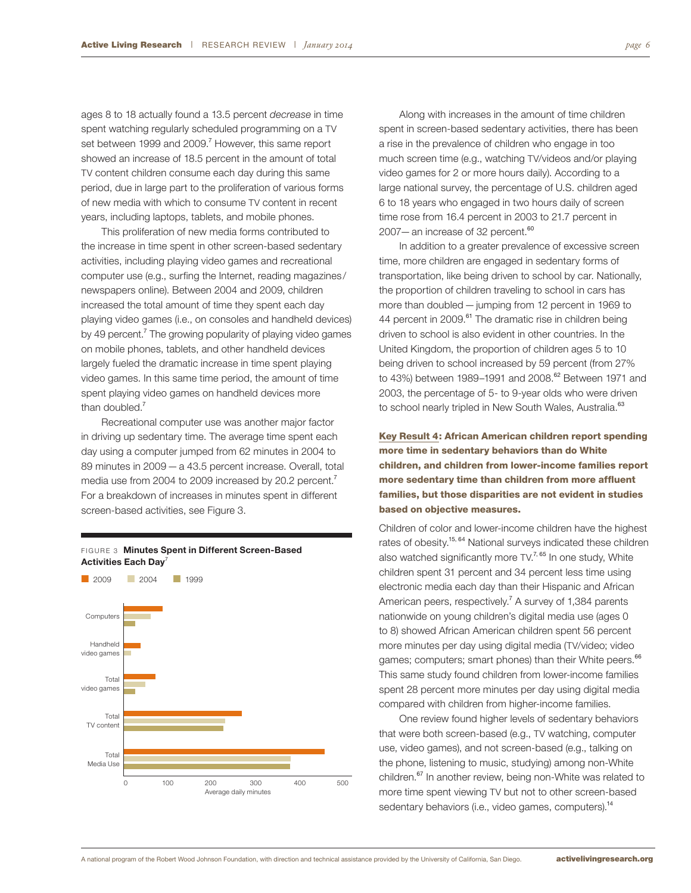ages 8 to 18 actually found a 13.5 percent *decrease* in time spent watching regularly scheduled programming on a TV set between 1999 and 2009.[7] However, this same report showed an increase of 18.5 percent in the amount of total TV content children consume each day during this same period, due in large part to the proliferation of various forms of new media with which to consume TV content in recent years, including laptops, tablets, and mobile phones.

This proliferation of new media forms contributed to the increase in time spent in other screen-based sedentary activities, including playing video games and recreational computer use (e.g., surfing the Internet, reading magazines/newspapers online). Between 2004 and 2009, children increased the total amount of time they spent each day playing video games (i.e., on consoles and handheld devices) by 49 percent.[7] The growing popularity of playing video games on mobile phones, tablets, and other handheld devices largely fueled the dramatic increase in time spent playing video games. In this same time period, the amount of time spent playing video games on handheld devices more than doubled.[7]

Recreational computer use was another major factor in driving up sedentary time. The average time spent each day using a computer jumped from 62 minutes in 2004 to 89 minutes in 2009 — a 43.5 percent increase. Overall, total media use from 2004 to 2009 increased by 20.2 percent.[7] For a breakdown of increases in minutes spent in different screen-based activities, see Figure 3.

FIGURE 3 **Minutes Spent in Different Screen-Based Activities Each Day**[7]

Along with increases in the amount of time children spent in screen-based sedentary activities, there has been a rise in the prevalence of children who engage in too much screen time (e.g., watching TV/videos and/or playing video games for 2 or more hours daily). According to a large national survey, the percentage of U.S. children aged 6 to 18 years who engaged in two hours daily of screen time rose from 16.4 percent in 2003 to 21.7 percent in 2007— an increase of 32 percent.[60]

In addition to a greater prevalence of excessive screen time, more children are engaged in sedentary forms of transportation, like being driven to school by car. Nationally, the proportion of children traveling to school in cars has more than doubled — jumping from 12 percent in 1969 to 44 percent in 2009.[61] The dramatic rise in children being driven to school is also evident in other countries. In the United Kingdom, the proportion of children ages 5 to 10 being driven to school increased by 59 percent (from 27% to 43%) between 1989–1991 and 2008.[62] Between 1971 and 2003, the percentage of 5- to 9-year olds who were driven to school nearly tripled in New South Wales, Australia.[63]

**Key Result 4: African American children report spending more time in sedentary behaviors than do White children, and children from lower-income families report more sedentary time than children from more affluent families, but those disparities are not evident in studies based on objective measures.**

Children of color and lower-income children have the highest rates of obesity.[15, 64] National surveys indicated these children also watched significantly more TV.[7, 65] In one study, White children spent 31 percent and 34 percent less time using electronic media each day than their Hispanic and African American peers, respectively.[7] A survey of 1,384 parents nationwide on young children's digital media use (ages 0 to 8) showed African American children spent 56 percent more minutes per day using digital media (TV/video; video games; computers; smart phones) than their White peers.[66] This same study found children from lower-income families spent 28 percent more minutes per day using digital media compared with children from higher-income families.

One review found higher levels of sedentary behaviors that were both screen-based (e.g., TV watching, computer use, video games), and not screen-based (e.g., talking on the phone, listening to music, studying) among non-White children.[67] In another review, being non-White was related to more time spent viewing TV but not to other screen-based sedentary behaviors (i.e., video games, computers).[14]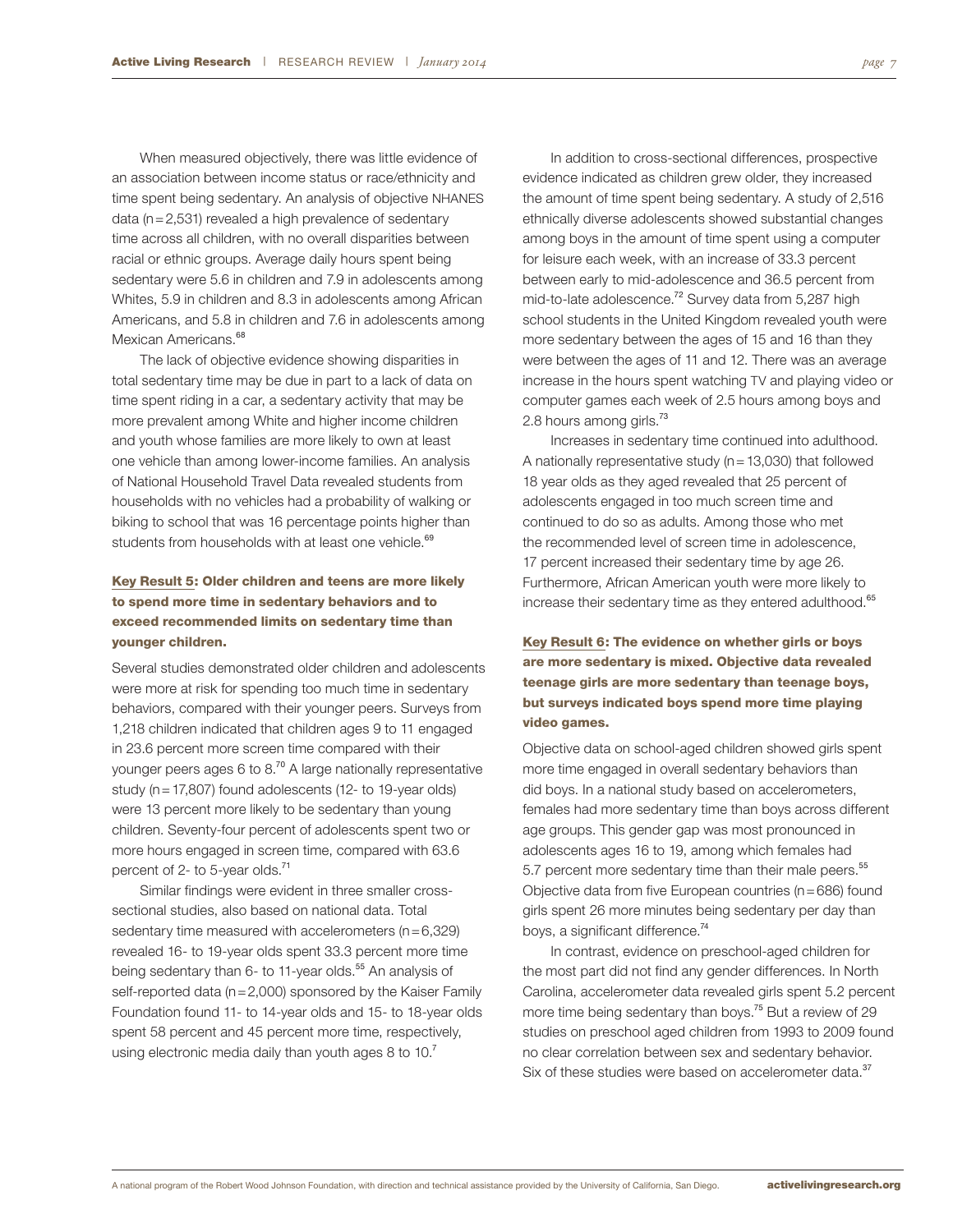When measured objectively, there was little evidence of an association between income status or race/ethnicity and time spent being sedentary. An analysis of objective NHANES data (n=2,531) revealed a high prevalence of sedentary time across all children, with no overall disparities between racial or ethnic groups. Average daily hours spent being sedentary were 5.6 in children and 7.9 in adolescents among Whites, 5.9 in children and 8.3 in adolescents among African Americans, and 5.8 in children and 7.6 in adolescents among Mexican Americans.[68]

The lack of objective evidence showing disparities in total sedentary time may be due in part to a lack of data on time spent riding in a car, a sedentary activity that may be more prevalent among White and higher income children and youth whose families are more likely to own at least one vehicle than among lower-income families. An analysis of National Household Travel Data revealed students from households with no vehicles had a probability of walking or biking to school that was 16 percentage points higher than students from households with at least one vehicle.[69]

### Key Result 5: Older children and teens are more likely to spend more time in sedentary behaviors and to exceed recommended limits on sedentary time than younger children.

Several studies demonstrated older children and adolescents were more at risk for spending too much time in sedentary behaviors, compared with their younger peers. Surveys from 1,218 children indicated that children ages 9 to 11 engaged in 23.6 percent more screen time compared with their younger peers ages 6 to 8.[70] A large nationally representative study (n=17,807) found adolescents (12- to 19-year olds) were 13 percent more likely to be sedentary than young children. Seventy-four percent of adolescents spent two or more hours engaged in screen time, compared with 63.6 percent of 2- to 5-year olds.[71]

Similar findings were evident in three smaller cross-sectional studies, also based on national data. Total sedentary time measured with accelerometers (n=6,329) revealed 16- to 19-year olds spent 33.3 percent more time being sedentary than 6- to 11-year olds.[55] An analysis of self-reported data (n=2,000) sponsored by the Kaiser Family Foundation found 11- to 14-year olds and 15- to 18-year olds spent 58 percent and 45 percent more time, respectively, using electronic media daily than youth ages 8 to 10.[7]

In addition to cross-sectional differences, prospective evidence indicated as children grew older, they increased the amount of time spent being sedentary. A study of 2,516 ethnically diverse adolescents showed substantial changes among boys in the amount of time spent using a computer for leisure each week, with an increase of 33.3 percent between early to mid-adolescence and 36.5 percent from mid-to-late adolescence.[72] Survey data from 5,287 high school students in the United Kingdom revealed youth were more sedentary between the ages of 15 and 16 than they were between the ages of 11 and 12. There was an average increase in the hours spent watching TV and playing video or computer games each week of 2.5 hours among boys and 2.8 hours among girls.[73]

Increases in sedentary time continued into adulthood. A nationally representative study (n=13,030) that followed 18 year olds as they aged revealed that 25 percent of adolescents engaged in too much screen time and continued to do so as adults. Among those who met the recommended level of screen time in adolescence, 17 percent increased their sedentary time by age 26. Furthermore, African American youth were more likely to increase their sedentary time as they entered adulthood.[65]

### Key Result 6: The evidence on whether girls or boys are more sedentary is mixed. Objective data revealed teenage girls are more sedentary than teenage boys, but surveys indicated boys spend more time playing video games.

Objective data on school-aged children showed girls spent more time engaged in overall sedentary behaviors than did boys. In a national study based on accelerometers, females had more sedentary time than boys across different age groups. This gender gap was most pronounced in adolescents ages 16 to 19, among which females had 5.7 percent more sedentary time than their male peers.[55] Objective data from five European countries (n=686) found girls spent 26 more minutes being sedentary per day than boys, a significant difference.[74]

In contrast, evidence on preschool-aged children for the most part did not find any gender differences. In North Carolina, accelerometer data revealed girls spent 5.2 percent more time being sedentary than boys.[75] But a review of 29 studies on preschool aged children from 1993 to 2009 found no clear correlation between sex and sedentary behavior. Six of these studies were based on accelerometer data.[37]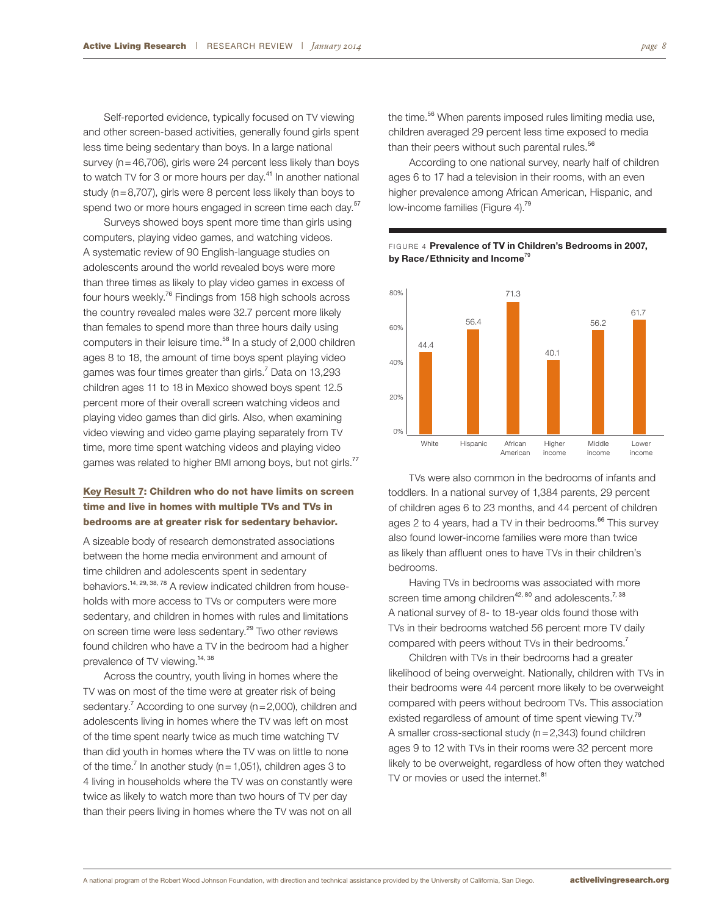Self-reported evidence, typically focused on TV viewing and other screen-based activities, generally found girls spent less time being sedentary than boys. In a large national survey (n = 46,706), girls were 24 percent less likely than boys to watch TV for 3 or more hours per day.[41] In another national study (n = 8,707), girls were 8 percent less likely than boys to spend two or more hours engaged in screen time each day.[57]

Surveys showed boys spent more time than girls using computers, playing video games, and watching videos. A systematic review of 90 English-language studies on adolescents around the world revealed boys were more than three times as likely to play video games in excess of four hours weekly.[76] Findings from 158 high schools across the country revealed males were 32.7 percent more likely than females to spend more than three hours daily using computers in their leisure time.[58] In a study of 2,000 children ages 8 to 18, the amount of time boys spent playing video games was four times greater than girls.[7] Data on 13,293 children ages 11 to 18 in Mexico showed boys spent 12.5 percent more of their overall screen watching videos and playing video games than did girls. Also, when examining video viewing and video game playing separately from TV time, more time spent watching videos and playing video games was related to higher BMI among boys, but not girls.[77]

### Key Result 7: Children who do not have limits on screen time and live in homes with multiple TVs and TVs in bedrooms are at greater risk for sedentary behavior.

A sizeable body of research demonstrated associations between the home media environment and amount of time children and adolescents spent in sedentary behaviors.[14, 29, 38, 78] A review indicated children from households with more access to TVs or computers were more sedentary, and children in homes with rules and limitations on screen time were less sedentary.[29] Two other reviews found children who have a TV in the bedroom had a higher prevalence of TV viewing.[14, 38]

Across the country, youth living in homes where the TV was on most of the time were at greater risk of being sedentary.[7] According to one survey (n = 2,000), children and adolescents living in homes where the TV was left on most of the time spent nearly twice as much time watching TV than did youth in homes where the TV was on little to none of the time.[7] In another study (n = 1,051), children ages 3 to 4 living in households where the TV was on constantly were twice as likely to watch more than two hours of TV per day than their peers living in homes where the TV was not on all the time.[56] When parents imposed rules limiting media use, children averaged 29 percent less time exposed to media than their peers without such parental rules.[56]

According to one national survey, nearly half of children ages 6 to 17 had a television in their rooms, with an even higher prevalence among African American, Hispanic, and low-income families (Figure 4).[79]

FIGURE 4 **Prevalence of TV in Children's Bedrooms in 2007, by Race/Ethnicity and Income**[79]

| Group | Prevalence (%) |
|---|---|
| White | 44.4 |
| Hispanic | 56.4 |
| African American | 71.3 |
| Higher income | 40.1 |
| Middle income | 56.2 |
| Lower income | 61.7 |

TVs were also common in the bedrooms of infants and toddlers. In a national survey of 1,384 parents, 29 percent of children ages 6 to 23 months, and 44 percent of children ages 2 to 4 years, had a TV in their bedrooms.[66] This survey also found lower-income families were more than twice as likely than affluent ones to have TVs in their children's bedrooms.

Having TVs in bedrooms was associated with more screen time among children[42, 80] and adolescents.[7, 38] A national survey of 8- to 18-year olds found those with TVs in their bedrooms watched 56 percent more TV daily compared with peers without TVs in their bedrooms.[7]

Children with TVs in their bedrooms had a greater likelihood of being overweight. Nationally, children with TVs in their bedrooms were 44 percent more likely to be overweight compared with peers without bedroom TVs. This association existed regardless of amount of time spent viewing TV.[79] A smaller cross-sectional study (n = 2,343) found children ages 9 to 12 with TVs in their rooms were 32 percent more likely to be overweight, regardless of how often they watched TV or movies or used the internet.[81]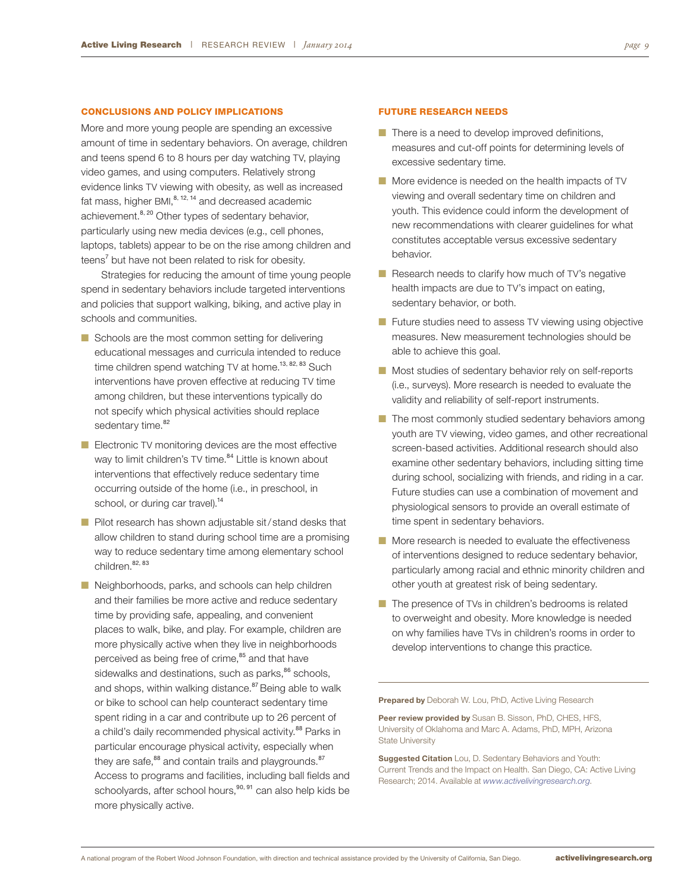## CONCLUSIONS AND POLICY IMPLICATIONS

More and more young people are spending an excessive amount of time in sedentary behaviors. On average, children and teens spend 6 to 8 hours per day watching TV, playing video games, and using computers. Relatively strong evidence links TV viewing with obesity, as well as increased fat mass, higher BMI,[8, 12, 14] and decreased academic achievement.[8, 20] Other types of sedentary behavior, particularly using new media devices (e.g., cell phones, laptops, tablets) appear to be on the rise among children and teens[7] but have not been related to risk for obesity.

Strategies for reducing the amount of time young people spend in sedentary behaviors include targeted interventions and policies that support walking, biking, and active play in schools and communities.

- Schools are the most common setting for delivering educational messages and curricula intended to reduce time children spend watching TV at home.[13, 82, 83] Such interventions have proven effective at reducing TV time among children, but these interventions typically do not specify which physical activities should replace sedentary time.[82]
- Electronic TV monitoring devices are the most effective way to limit children's TV time.[84] Little is known about interventions that effectively reduce sedentary time occurring outside of the home (i.e., in preschool, in school, or during car travel).[14]
- Pilot research has shown adjustable sit / stand desks that allow children to stand during school time are a promising way to reduce sedentary time among elementary school children.[82, 83]
- Neighborhoods, parks, and schools can help children and their families be more active and reduce sedentary time by providing safe, appealing, and convenient places to walk, bike, and play. For example, children are more physically active when they live in neighborhoods perceived as being free of crime,[85] and that have sidewalks and destinations, such as parks,[86] schools, and shops, within walking distance.[87] Being able to walk or bike to school can help counteract sedentary time spent riding in a car and contribute up to 26 percent of a child's daily recommended physical activity.[88] Parks in particular encourage physical activity, especially when they are safe,[88] and contain trails and playgrounds.[87] Access to programs and facilities, including ball fields and schoolyards, after school hours,[90, 91] can also help kids be more physically active.

## FUTURE RESEARCH NEEDS

- There is a need to develop improved definitions, measures and cut-off points for determining levels of excessive sedentary time.
- More evidence is needed on the health impacts of TV viewing and overall sedentary time on children and youth. This evidence could inform the development of new recommendations with clearer guidelines for what constitutes acceptable versus excessive sedentary behavior.
- Research needs to clarify how much of TV's negative health impacts are due to TV's impact on eating, sedentary behavior, or both.
- Future studies need to assess TV viewing using objective measures. New measurement technologies should be able to achieve this goal.
- Most studies of sedentary behavior rely on self-reports (i.e., surveys). More research is needed to evaluate the validity and reliability of self-report instruments.
- The most commonly studied sedentary behaviors among youth are TV viewing, video games, and other recreational screen-based activities. Additional research should also examine other sedentary behaviors, including sitting time during school, socializing with friends, and riding in a car. Future studies can use a combination of movement and physiological sensors to provide an overall estimate of time spent in sedentary behaviors.
- More research is needed to evaluate the effectiveness of interventions designed to reduce sedentary behavior, particularly among racial and ethnic minority children and other youth at greatest risk of being sedentary.
- The presence of TVs in children's bedrooms is related to overweight and obesity. More knowledge is needed on why families have TVs in children's rooms in order to develop interventions to change this practice.

---

**Prepared by** Deborah W. Lou, PhD, Active Living Research

**Peer review provided by** Susan B. Sisson, PhD, CHES, HFS, University of Oklahoma and Marc A. Adams, PhD, MPH, Arizona State University

**Suggested Citation** Lou, D. Sedentary Behaviors and Youth: Current Trends and the Impact on Health. San Diego, CA: Active Living Research; 2014. Available at *www.activelivingresearch.org*.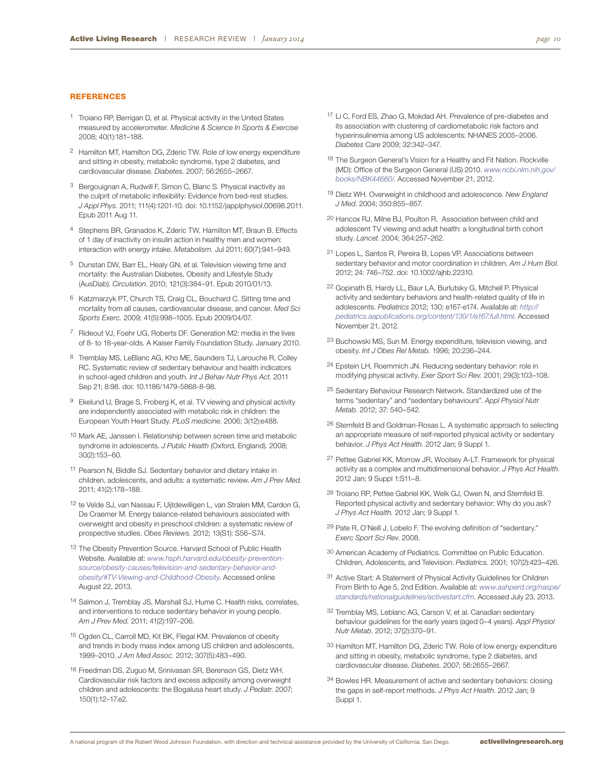## REFERENCES

1. Troiano RP, Berrigan D, et al. Physical activity in the United States measured by accelerometer. *Medicine & Science In Sports & Exercise* 2008; 40(1):181–188.
2. Hamilton MT, Hamilton DG, Zderic TW. Role of low energy expenditure and sitting in obesity, metabolic syndrome, type 2 diabetes, and cardiovascular disease. *Diabetes.* 2007; 56:2655–2667.
3. Bergouignan A, Rudwill F, Simon C, Blanc S. Physical inactivity as the culprit of metabolic inflexibility: Evidence from bed-rest studies. *J Appl Phys.* 2011; 111(4):1201-10. doi: 10.1152/japplphysiol.00698.2011. Epub 2011 Aug 11.
4. Stephens BR, Granados K, Zderic TW, Hamilton MT, Braun B. Effects of 1 day of inactivity on insulin action in healthy men and women: interaction with energy intake. *Metabolism.* Jul 2011; 60(7):941–949.
5. Dunstan DW, Barr EL, Healy GN, et al. Television viewing time and mortality: the Australian Diabetes, Obesity and Lifestyle Study (AusDiab). *Circulation.* 2010; 121(3):384–91. Epub 2010/01/13.
6. Katzmarzyk PT, Church TS, Craig CL, Bouchard C. Sitting time and mortality from all causes, cardiovascular disease, and cancer. *Med Sci Sports Exerc.* 2009; 41(5):998–1005. Epub 2009/04/07.
7. Rideout VJ, Foehr UG, Roberts DF. Generation M2: media in the lives of 8- to 18-year-olds. A Kaiser Family Foundation Study. January 2010.
8. Tremblay MS, LeBlanc AG, Kho ME, Saunders TJ, Larouche R, Colley RC. Systematic review of sedentary behaviour and health indicators in school-aged children and youth. *Int J Behav Nutr Phys Act.* 2011 Sep 21; 8:98. doi: 10.1186/1479-5868-8-98.
9. Ekelund U, Brage S, Froberg K, et al. TV viewing and physical activity are independently associated with metabolic risk in children: the European Youth Heart Study. *PLoS medicine.* 2006; 3(12):e488.
10. Mark AE, Janssen I. Relationship between screen time and metabolic syndrome in adolescents. *J Public Health* (Oxford, England). 2008; 30(2):153–60.
11. Pearson N, Biddle SJ. Sedentary behavior and dietary intake in children, adolescents, and adults: a systematic review. *Am J Prev Med.* 2011; 41(2):178–188.
12. te Velde SJ, van Nassau F, Uijtdewilligen L, van Stralen MM, Cardon G, De Craemer M. Energy balance-related behaviours associated with overweight and obesity in preschool children: a systematic review of prospective studies. *Obes Reviews.* 2012; 13(S1): S56–S74.
13. The Obesity Prevention Source. Harvard School of Public Health Website. Available at: *www.hsph.harvard.edu/obesity-prevention-source/obesity-causes/television-and-sedentary-behavior-and-obesity/#TV-Viewing-and-Childhood-Obesity.* Accessed online August 22, 2013.
14. Salmon J, Tremblay JS, Marshall SJ, Hume C. Health risks, correlates, and interventions to reduce sedentary behavior in young people. *Am J Prev Med.* 2011; 41(2):197–206.
15. Ogden CL, Carroll MD, Kit BK, Flegal KM. Prevalence of obesity and trends in body mass index among US children and adolescents, 1999–2010. *J Am Med Assoc.* 2012; 307(5):483–490.
16. Freedman DS, Zuguo M, Srinivasan SR, Berenson GS, Dietz WH. Cardiovascular risk factors and excess adiposity among overweight children and adolescents: the Bogalusa heart study. *J Pediatr.* 2007; 150(1):12–17.e2.
17. Li C, Ford ES, Zhao G, Mokdad AH. Prevalence of pre-diabetes and its association with clustering of cardiometabolic risk factors and hyperinsulinemia among US adolescents: NHANES 2005–2006. *Diabetes Care* 2009; 32:342–347.
18. The Surgeon General's Vision for a Healthy and Fit Nation. Rockville (MD): Office of the Surgeon General (US) 2010. *www.ncbi.nlm.nih.gov/books/NBK44660/.* Accessed November 21, 2012.
19. Dietz WH. Overweight in childhood and adolescence. *New England J Med.* 2004; 350:855–857.
20. Hancox RJ, Milne BJ, Poulton R. Association between child and adolescent TV viewing and adult health: a longitudinal birth cohort study. *Lancet*. 2004; 364:257–262.
21. Lopes L, Santos R, Pereira B, Lopes VP. Associations between sedentary behavior and motor coordination in children. *Am J Hum Biol.* 2012; 24: 746–752. doi: 10.1002/ajhb.22310.
22. Gopinath B, Hardy LL, Baur LA, Burlutsky G, Mitchell P. Physical activity and sedentary behaviors and health-related quality of life in adolescents. *Pediatrics* 2012; 130; e167-e174. Available at: *http://pediatrics.aapublications.org/content/130/1/e167.full.html*. Accessed November 21, 2012.
23. Buchowski MS, Sun M. Energy expenditure, television viewing, and obesity. *Int J Obes Rel Metab.* 1996; 20:236–244.
24. Epstein LH, Roemmich JN. Reducing sedentary behavior: role in modifying physical activity. *Exer Sport Sci Rev.* 2001; 29(3):103–108.
25. Sedentary Behaviour Research Network. Standardized use of the terms "sedentary" and "sedentary behaviours". *Appl Physiol Nutr Metab.* 2012; 37: 540–542.
26. Sternfeld B and Goldman-Rosas L. A systematic approach to selecting an appropriate measure of self-reported physical activity or sedentary behavior. *J Phys Act Health.* 2012 Jan; 9 Suppl 1.
27. Pettee Gabriel KK, Morrow JR, Woolsey A-LT. Framework for physical activity as a complex and multidimensional behavior. *J Phys Act Health.* 2012 Jan; 9 Suppl 1:S11–8.
28. Troiano RP, Pettee Gabriel KK, Welk GJ, Owen N, and Sternfeld B. Reported physical activity and sedentary behavior: Why do you ask? *J Phys Act Health.* 2012 Jan; 9 Suppl 1.
29. Pate R, O'Neill J, Lobelo F. The evolving definition of "sedentary." *Exerc Sport Sci Rev.* 2008.
30. American Academy of Pediatrics. Committee on Public Education. Children, Adolescents, and Television. *Pediatrics.* 2001; 107(2):423–426.
31. Active Start: A Statement of Physical Activity Guidelines for Children From Birth to Age 5, 2nd Edition. Available at: *www.aahperd.org/naspe/standards/nationalguidelines/activestart.cfm.* Accessed July 23, 2013.
32. Tremblay MS, Leblanc AG, Carson V, et al. Canadian sedentary behaviour guidelines for the early years (aged 0–4 years). *Appl Physiol Nutr Metab*. 2012; 37(2):370–91.
33. Hamilton MT, Hamilton DG, Zderic TW. Role of low energy expenditure and sitting in obesity, metabolic syndrome, type 2 diabetes, and cardiovascular disease. *Diabetes.* 2007; 56:2655–2667.
34. Bowles HR. Measurement of active and sedentary behaviors: closing the gaps in self-report methods. *J Phys Act Health.* 2012 Jan; 9 Suppl 1.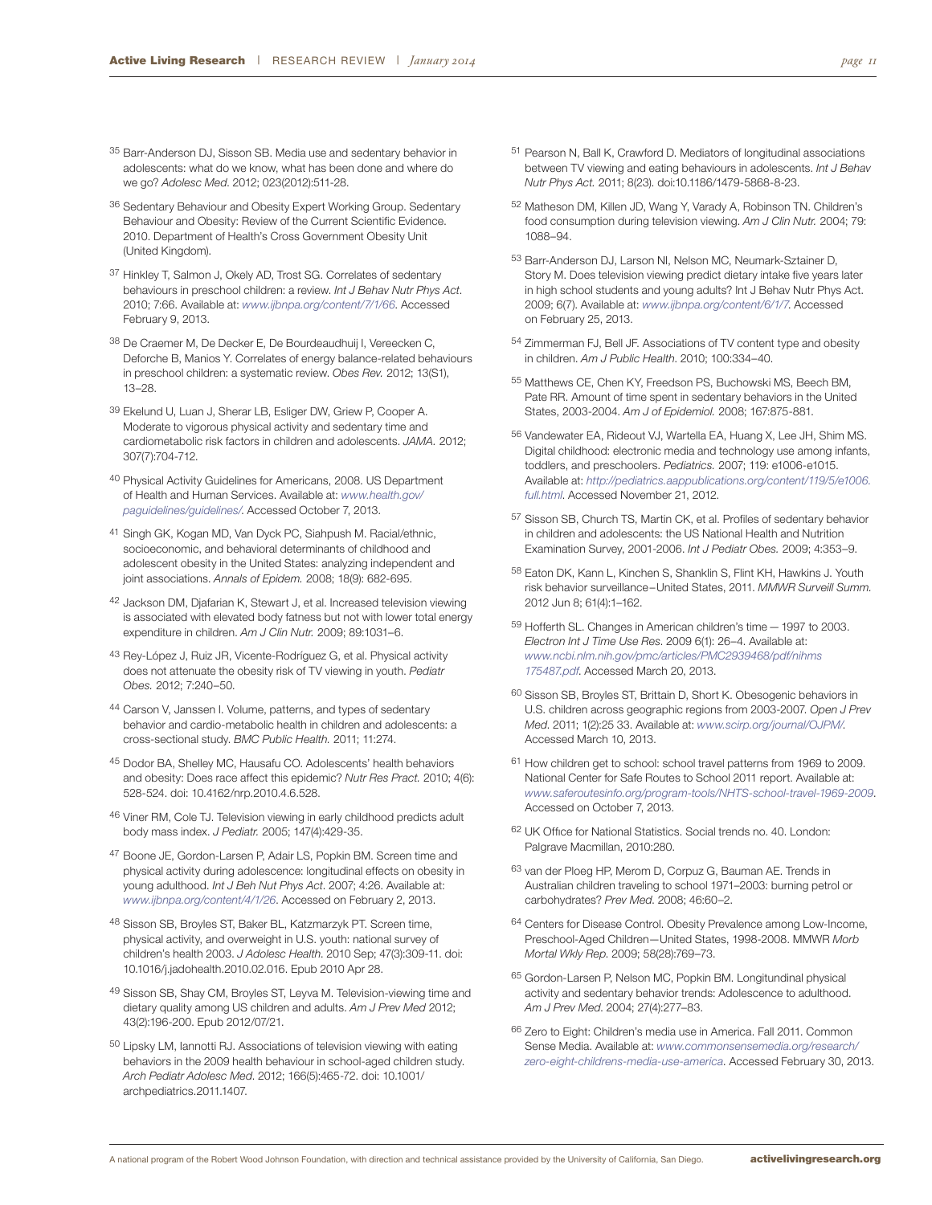35 Barr-Anderson DJ, Sisson SB. Media use and sedentary behavior in adolescents: what do we know, what has been done and where do we go? *Adolesc Med.* 2012; 023(2012):511-28.

36 Sedentary Behaviour and Obesity Expert Working Group. Sedentary Behaviour and Obesity: Review of the Current Scientific Evidence. 2010. Department of Health's Cross Government Obesity Unit (United Kingdom).

37 Hinkley T, Salmon J, Okely AD, Trost SG. Correlates of sedentary behaviours in preschool children: a review. *Int J Behav Nutr Phys Act.* 2010; 7:66. Available at: *www.ijbnpa.org/content/7/1/66.* Accessed February 9, 2013.

38 De Craemer M, De Decker E, De Bourdeaudhuij I, Vereecken C, Deforche B, Manios Y. Correlates of energy balance-related behaviours in preschool children: a systematic review. *Obes Rev.* 2012; 13(S1), 13–28.

39 Ekelund U, Luan J, Sherar LB, Esliger DW, Griew P, Cooper A. Moderate to vigorous physical activity and sedentary time and cardiometabolic risk factors in children and adolescents. *JAMA.* 2012; 307(7):704-712.

40 Physical Activity Guidelines for Americans, 2008. US Department of Health and Human Services. Available at: *www.health.gov/paguidelines/guidelines/.* Accessed October 7, 2013.

41 Singh GK, Kogan MD, Van Dyck PC, Siahpush M. Racial/ethnic, socioeconomic, and behavioral determinants of childhood and adolescent obesity in the United States: analyzing independent and joint associations. *Annals of Epidem.* 2008; 18(9): 682-695.

42 Jackson DM, Djafarian K, Stewart J, et al. Increased television viewing is associated with elevated body fatness but not with lower total energy expenditure in children. *Am J Clin Nutr.* 2009; 89:1031–6.

43 Rey-López J, Ruiz JR, Vicente-Rodríguez G, et al. Physical activity does not attenuate the obesity risk of TV viewing in youth. *Pediatr Obes.* 2012; 7:240–50.

44 Carson V, Janssen I. Volume, patterns, and types of sedentary behavior and cardio-metabolic health in children and adolescents: a cross-sectional study. *BMC Public Health.* 2011; 11:274.

45 Dodor BA, Shelley MC, Hausafu CO. Adolescents' health behaviors and obesity: Does race affect this epidemic? *Nutr Res Pract.* 2010; 4(6): 528-524. doi: 10.4162/nrp.2010.4.6.528.

46 Viner RM, Cole TJ. Television viewing in early childhood predicts adult body mass index. *J Pediatr.* 2005; 147(4):429-35.

47 Boone JE, Gordon-Larsen P, Adair LS, Popkin BM. Screen time and physical activity during adolescence: longitudinal effects on obesity in young adulthood. *Int J Beh Nut Phys Act*. 2007; 4:26. Available at: *www.ijbnpa.org/content/4/1/26*. Accessed on February 2, 2013.

48 Sisson SB, Broyles ST, Baker BL, Katzmarzyk PT. Screen time, physical activity, and overweight in U.S. youth: national survey of children's health 2003. *J Adolesc Health.* 2010 Sep; 47(3):309-11. doi: 10.1016/j.jadohealth.2010.02.016. Epub 2010 Apr 28.

49 Sisson SB, Shay CM, Broyles ST, Leyva M. Television-viewing time and dietary quality among US children and adults. *Am J Prev Med* 2012; 43(2):196-200. Epub 2012/07/21.

50 Lipsky LM, Iannotti RJ. Associations of television viewing with eating behaviors in the 2009 health behaviour in school-aged children study. *Arch Pediatr Adolesc Med*. 2012; 166(5):465-72. doi: 10.1001/archpediatrics.2011.1407.

51 Pearson N, Ball K, Crawford D. Mediators of longitudinal associations between TV viewing and eating behaviours in adolescents. *Int J Behav Nutr Phys Act.* 2011; 8(23). doi:10.1186/1479-5868-8-23.

52 Matheson DM, Killen JD, Wang Y, Varady A, Robinson TN. Children's food consumption during television viewing. *Am J Clin Nutr.* 2004; 79: 1088–94.

53 Barr-Anderson DJ, Larson NI, Nelson MC, Neumark-Sztainer D, Story M. Does television viewing predict dietary intake five years later in high school students and young adults? Int J Behav Nutr Phys Act. 2009; 6(7). Available at: *www.ijbnpa.org/content/6/1/7*. Accessed on February 25, 2013.

54 Zimmerman FJ, Bell JF. Associations of TV content type and obesity in children. *Am J Public Health.* 2010; 100:334–40.

55 Matthews CE, Chen KY, Freedson PS, Buchowski MS, Beech BM, Pate RR. Amount of time spent in sedentary behaviors in the United States, 2003-2004. *Am J of Epidemiol.* 2008; 167:875-881.

56 Vandewater EA, Rideout VJ, Wartella EA, Huang X, Lee JH, Shim MS. Digital childhood: electronic media and technology use among infants, toddlers, and preschoolers. *Pediatrics.* 2007; 119: e1006-e1015. Available at: *http://pediatrics.aappublications.org/content/119/5/e1006.full.html*. Accessed November 21, 2012.

57 Sisson SB, Church TS, Martin CK, et al. Profiles of sedentary behavior in children and adolescents: the US National Health and Nutrition Examination Survey, 2001-2006. *Int J Pediatr Obes.* 2009; 4:353–9.

58 Eaton DK, Kann L, Kinchen S, Shanklin S, Flint KH, Hawkins J. Youth risk behavior surveillance–United States, 2011. *MMWR Surveill Summ.* 2012 Jun 8; 61(4):1–162.

59 Hofferth SL. Changes in American children's time — 1997 to 2003. *Electron Int J Time Use Res.* 2009 6(1): 26–4. Available at: *www.ncbi.nlm.nih.gov/pmc/articles/PMC2939468/pdf/nihms175487.pdf*. Accessed March 20, 2013.

60 Sisson SB, Broyles ST, Brittain D, Short K. Obesogenic behaviors in U.S. children across geographic regions from 2003-2007. *Open J Prev Med.* 2011; 1(2):25 33. Available at: *www.scirp.org/journal/OJPM/.* Accessed March 10, 2013.

61 How children get to school: school travel patterns from 1969 to 2009. National Center for Safe Routes to School 2011 report. Available at: *www.saferoutesinfo.org/program-tools/NHTS-school-travel-1969-2009*. Accessed on October 7, 2013.

62 UK Office for National Statistics. Social trends no. 40. London: Palgrave Macmillan, 2010:280.

63 van der Ploeg HP, Merom D, Corpuz G, Bauman AE. Trends in Australian children traveling to school 1971–2003: burning petrol or carbohydrates? *Prev Med.* 2008; 46:60–2.

64 Centers for Disease Control. Obesity Prevalence among Low-Income, Preschool-Aged Children—United States, 1998-2008. MMWR *Morb Mortal Wkly Rep.* 2009; 58(28):769–73.

65 Gordon-Larsen P, Nelson MC, Popkin BM. Longitundinal physical activity and sedentary behavior trends: Adolescence to adulthood. *Am J Prev Med.* 2004; 27(4):277–83.

66 Zero to Eight: Children's media use in America. Fall 2011. Common Sense Media. Available at: *www.commonsensemedia.org/research/zero-eight-childrens-media-use-america.* Accessed February 30, 2013.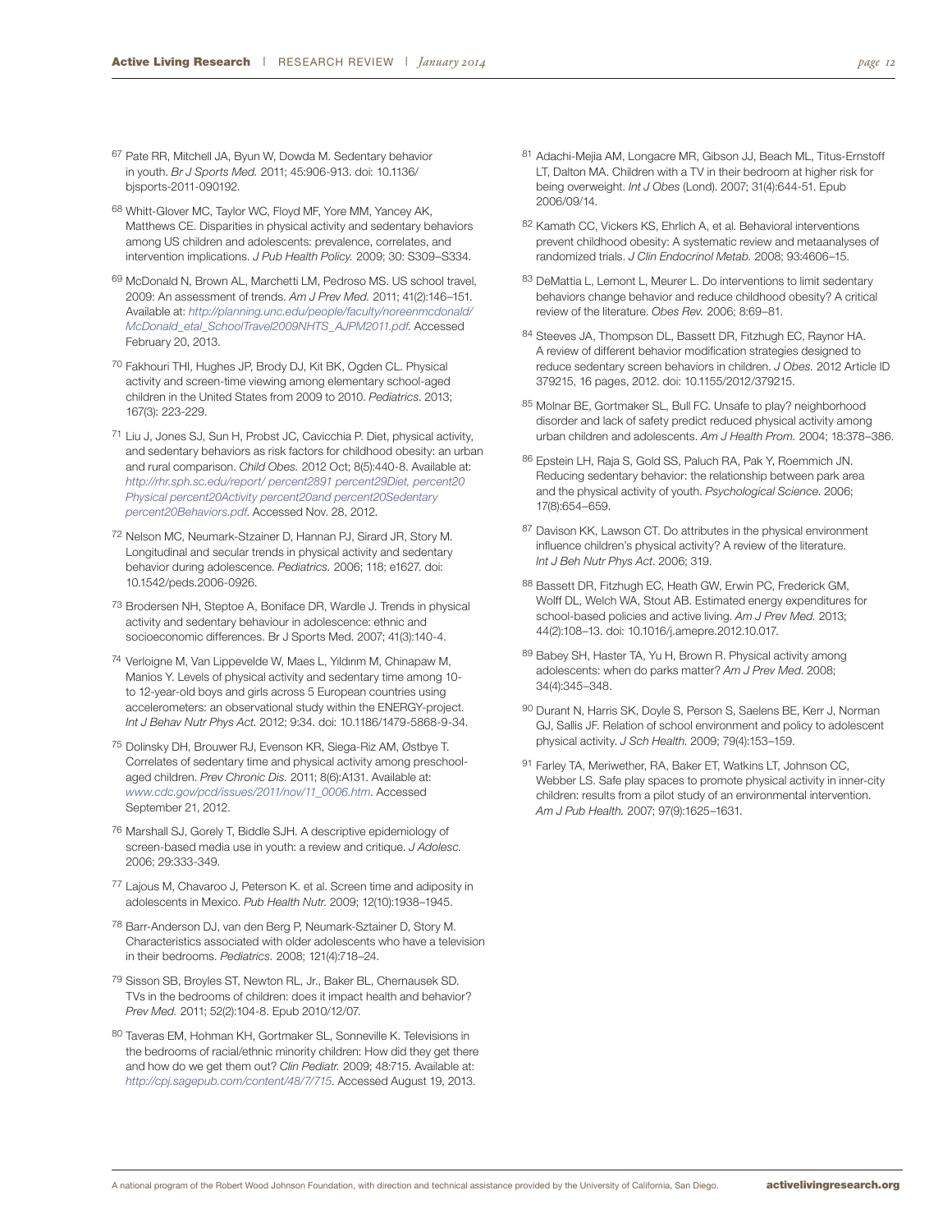67 Pate RR, Mitchell JA, Byun W, Dowda M. Sedentary behavior in youth. *Br J Sports Med.* 2011; 45:906-913. doi: 10.1136/bjsports-2011-090192.

68 Whitt-Glover MC, Taylor WC, Floyd MF, Yore MM, Yancey AK, Matthews CE. Disparities in physical activity and sedentary behaviors among US children and adolescents: prevalence, correlates, and intervention implications. *J Pub Health Policy.* 2009; 30: S309–S334.

69 McDonald N, Brown AL, Marchetti LM, Pedroso MS. US school travel, 2009: An assessment of trends. *Am J Prev Med.* 2011; 41(2):146–151. Available at: *http://planning.unc.edu/people/faculty/noreenmcdonald/McDonald_etal_SchoolTravel2009NHTS_AJPM2011.pdf*. Accessed February 20, 2013.

70 Fakhouri THI, Hughes JP, Brody DJ, Kit BK, Ogden CL. Physical activity and screen-time viewing among elementary school-aged children in the United States from 2009 to 2010. *Pediatrics*. 2013; 167(3): 223-229.

71 Liu J, Jones SJ, Sun H, Probst JC, Cavicchia P. Diet, physical activity, and sedentary behaviors as risk factors for childhood obesity: an urban and rural comparison. *Child Obes.* 2012 Oct; 8(5):440-8. Available at: *http://rhr.sph.sc.edu/report/ percent2891 percent29Diet, percent20 Physical percent20Activity percent20and percent20Sedentary percent20Behaviors.pdf*. Accessed Nov. 28, 2012.

72 Nelson MC, Neumark-Stzainer D, Hannan PJ, Sirard JR, Story M. Longitudinal and secular trends in physical activity and sedentary behavior during adolescence. *Pediatrics.* 2006; 118; e1627. doi: 10.1542/peds.2006-0926.

73 Brodersen NH, Steptoe A, Boniface DR, Wardle J. Trends in physical activity and sedentary behaviour in adolescence: ethnic and socioeconomic differences. Br J Sports Med. 2007; 41(3):140-4.

74 Verloigne M, Van Lippevelde W, Maes L, Yıldırım M, Chinapaw M, Manios Y. Levels of physical activity and sedentary time among 10- to 12-year-old boys and girls across 5 European countries using accelerometers: an observational study within the ENERGY-project. *Int J Behav Nutr Phys Act.* 2012; 9:34. doi: 10.1186/1479-5868-9-34.

75 Dolinsky DH, Brouwer RJ, Evenson KR, Siega-Riz AM, Østbye T. Correlates of sedentary time and physical activity among preschool-aged children. *Prev Chronic Dis.* 2011; 8(6):A131. Available at: *www.cdc.gov/pcd/issues/2011/nov/11_0006.htm*. Accessed September 21, 2012.

76 Marshall SJ, Gorely T, Biddle SJH. A descriptive epidemiology of screen-based media use in youth: a review and critique. *J Adolesc.* 2006; 29:333-349.

77 Lajous M, Chavaroo J, Peterson K. et al. Screen time and adiposity in adolescents in Mexico. *Pub Health Nutr.* 2009; 12(10):1938–1945.

78 Barr-Anderson DJ, van den Berg P, Neumark-Sztainer D, Story M. Characteristics associated with older adolescents who have a television in their bedrooms. *Pediatrics.* 2008; 121(4):718–24.

79 Sisson SB, Broyles ST, Newton RL, Jr., Baker BL, Chernausek SD. TVs in the bedrooms of children: does it impact health and behavior? *Prev Med.* 2011; 52(2):104-8. Epub 2010/12/07.

80 Taveras EM, Hohman KH, Gortmaker SL, Sonneville K. Televisions in the bedrooms of racial/ethnic minority children: How did they get there and how do we get them out? *Clin Pediatr.* 2009; 48:715. Available at: *http://cpj.sagepub.com/content/48/7/715*. Accessed August 19, 2013.

81 Adachi-Mejia AM, Longacre MR, Gibson JJ, Beach ML, Titus-Ernstoff LT, Dalton MA. Children with a TV in their bedroom at higher risk for being overweight. *Int J Obes* (Lond). 2007; 31(4):644-51. Epub 2006/09/14.

82 Kamath CC, Vickers KS, Ehrlich A, et al. Behavioral interventions prevent childhood obesity: A systematic review and metaanalyses of randomized trials. *J Clin Endocrinol Metab.* 2008; 93:4606–15.

83 DeMattia L, Lemont L, Meurer L. Do interventions to limit sedentary behaviors change behavior and reduce childhood obesity? A critical review of the literature. *Obes Rev.* 2006; 8:69–81.

84 Steeves JA, Thompson DL, Bassett DR, Fitzhugh EC, Raynor HA. A review of different behavior modification strategies designed to reduce sedentary screen behaviors in children. *J Obes.* 2012 Article ID 379215, 16 pages, 2012. doi: 10.1155/2012/379215.

85 Molnar BE, Gortmaker SL, Bull FC. Unsafe to play? neighborhood disorder and lack of safety predict reduced physical activity among urban children and adolescents. *Am J Health Prom.* 2004; 18:378–386.

86 Epstein LH, Raja S, Gold SS, Paluch RA, Pak Y, Roemmich JN. Reducing sedentary behavior: the relationship between park area and the physical activity of youth. *Psychological Science.* 2006; 17(8):654–659.

87 Davison KK, Lawson CT. Do attributes in the physical environment influence children's physical activity? A review of the literature. *Int J Beh Nutr Phys Act*. 2006; 319.

88 Bassett DR, Fitzhugh EC, Heath GW, Erwin PC, Frederick GM, Wolff DL, Welch WA, Stout AB. Estimated energy expenditures for school-based policies and active living. *Am J Prev Med.* 2013; 44(2):108–13. doi: 10.1016/j.amepre.2012.10.017.

89 Babey SH, Haster TA, Yu H, Brown R. Physical activity among adolescents: when do parks matter? *Am J Prev Med.* 2008; 34(4):345–348.

90 Durant N, Harris SK, Doyle S, Person S, Saelens BE, Kerr J, Norman GJ, Sallis JF. Relation of school environment and policy to adolescent physical activity. *J Sch Health.* 2009; 79(4):153–159.

91 Farley TA, Meriwether, RA, Baker ET, Watkins LT, Johnson CC, Webber LS. Safe play spaces to promote physical activity in inner-city children: results from a pilot study of an environmental intervention. *Am J Pub Health.* 2007; 97(9):1625–1631.